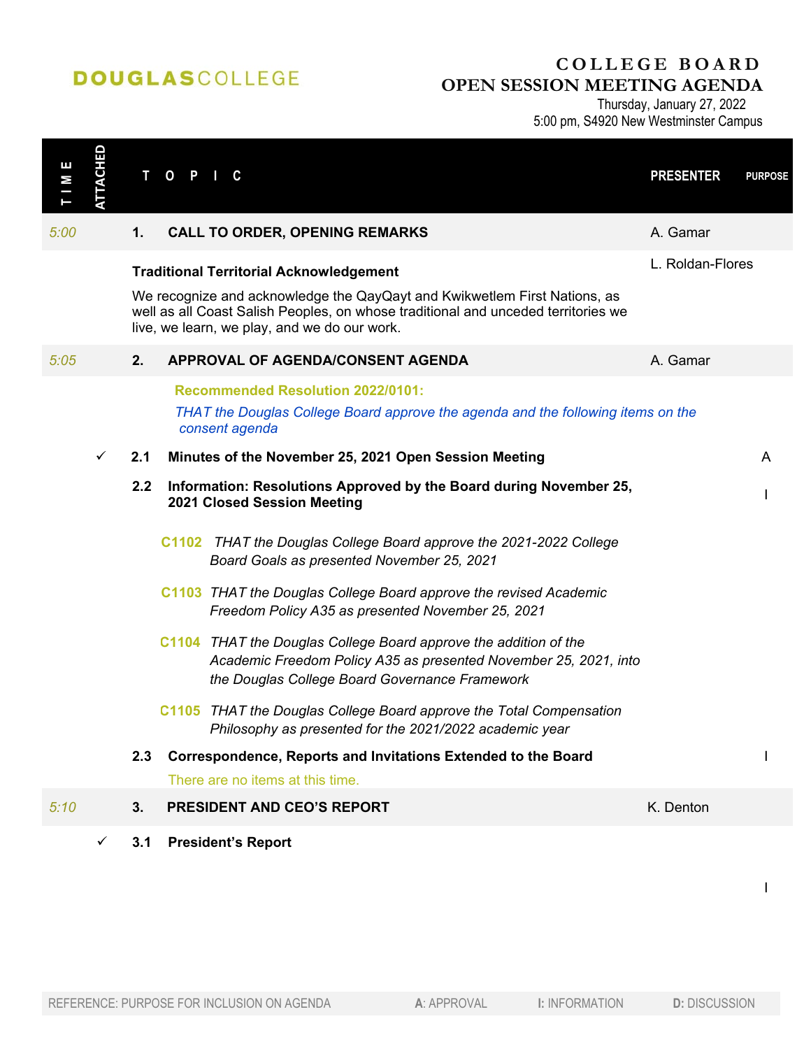DOUGLASCOLLEGE

# COLLEGE BOARD
## OPEN SESSION MEETING AGENDA

Thursday, January 27, 2022
5:00 pm, S4920 New Westminster Campus

| TIME | ATTACHED | TOPIC | PRESENTER | PURPOSE |
|---|---|---|---|---|
| 5:00 | | **1. CALL TO ORDER, OPENING REMARKS** | A. Gamar | |
| | | **Traditional Territorial Acknowledgement**<br>We recognize and acknowledge the QayQayt and Kwikwetlem First Nations, as well as all Coast Salish Peoples, on whose traditional and unceded territories we live, we learn, we play, and we do our work. | L. Roldan-Flores | |
| 5:05 | | **2. APPROVAL OF AGENDA/CONSENT AGENDA** | A. Gamar | |
| | | **Recommended Resolution 2022/0101:**<br>*THAT the Douglas College Board approve the agenda and the following items on the consent agenda* | | |
| | ✓ | **2.1 Minutes of the November 25, 2021 Open Session Meeting** | | A |
| | | **2.2 Information: Resolutions Approved by the Board during November 25, 2021 Closed Session Meeting** | | I |
| | | **C1102** *THAT the Douglas College Board approve the 2021-2022 College Board Goals as presented November 25, 2021* | | |
| | | **C1103** *THAT the Douglas College Board approve the revised Academic Freedom Policy A35 as presented November 25, 2021* | | |
| | | **C1104** *THAT the Douglas College Board approve the addition of the Academic Freedom Policy A35 as presented November 25, 2021, into the Douglas College Board Governance Framework* | | |
| | | **C1105** *THAT the Douglas College Board approve the Total Compensation Philosophy as presented for the 2021/2022 academic year* | | |
| | | **2.3 Correspondence, Reports and Invitations Extended to the Board**<br>There are no items at this time. | | I |
| 5:10 | | **3. PRESIDENT AND CEO'S REPORT** | K. Denton | |
| | ✓ | **3.1 President's Report** | | I |

REFERENCE: PURPOSE FOR INCLUSION ON AGENDA — **A**: APPROVAL — **I**: INFORMATION — **D**: DISCUSSION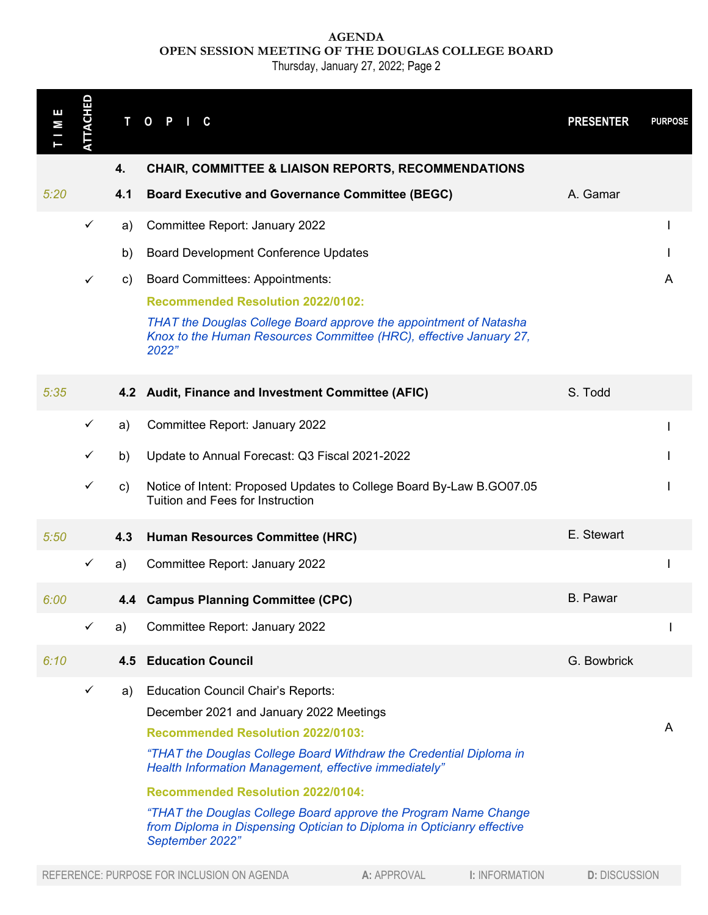**AGENDA**
**OPEN SESSION MEETING OF THE DOUGLAS COLLEGE BOARD**
Thursday, January 27, 2022; Page 2

| TIME | ATTACHED | | TOPIC | PRESENTER | PURPOSE |
|---|---|---|---|---|---|
| | | **4.** | **CHAIR, COMMITTEE & LIAISON REPORTS, RECOMMENDATIONS** | | |
| *5:20* | | **4.1** | **Board Executive and Governance Committee (BEGC)** | A. Gamar | |
| | ✓ | a) | Committee Report: January 2022 | | I |
| | | b) | Board Development Conference Updates | | I |
| | ✓ | c) | Board Committees: Appointments:<br>**Recommended Resolution 2022/0102:**<br>*THAT the Douglas College Board approve the appointment of Natasha Knox to the Human Resources Committee (HRC), effective January 27, 2022"* | | A |
| *5:35* | | **4.2** | **Audit, Finance and Investment Committee (AFIC)** | S. Todd | |
| | ✓ | a) | Committee Report: January 2022 | | I |
| | ✓ | b) | Update to Annual Forecast: Q3 Fiscal 2021-2022 | | I |
| | ✓ | c) | Notice of Intent: Proposed Updates to College Board By-Law B.GO07.05 Tuition and Fees for Instruction | | I |
| *5:50* | | **4.3** | **Human Resources Committee (HRC)** | E. Stewart | |
| | ✓ | a) | Committee Report: January 2022 | | I |
| *6:00* | | **4.4** | **Campus Planning Committee (CPC)** | B. Pawar | |
| | ✓ | a) | Committee Report: January 2022 | | I |
| *6:10* | | **4.5** | **Education Council** | G. Bowbrick | |
| | ✓ | a) | Education Council Chair's Reports:<br>December 2021 and January 2022 Meetings<br>**Recommended Resolution 2022/0103:**<br>*"THAT the Douglas College Board Withdraw the Credential Diploma in Health Information Management, effective immediately"*<br>**Recommended Resolution 2022/0104:**<br>*"THAT the Douglas College Board approve the Program Name Change from Diploma in Dispensing Optician to Diploma in Opticianry effective September 2022"* | | A |

REFERENCE: PURPOSE FOR INCLUSION ON AGENDA — **A:** APPROVAL — **I:** INFORMATION — **D:** DISCUSSION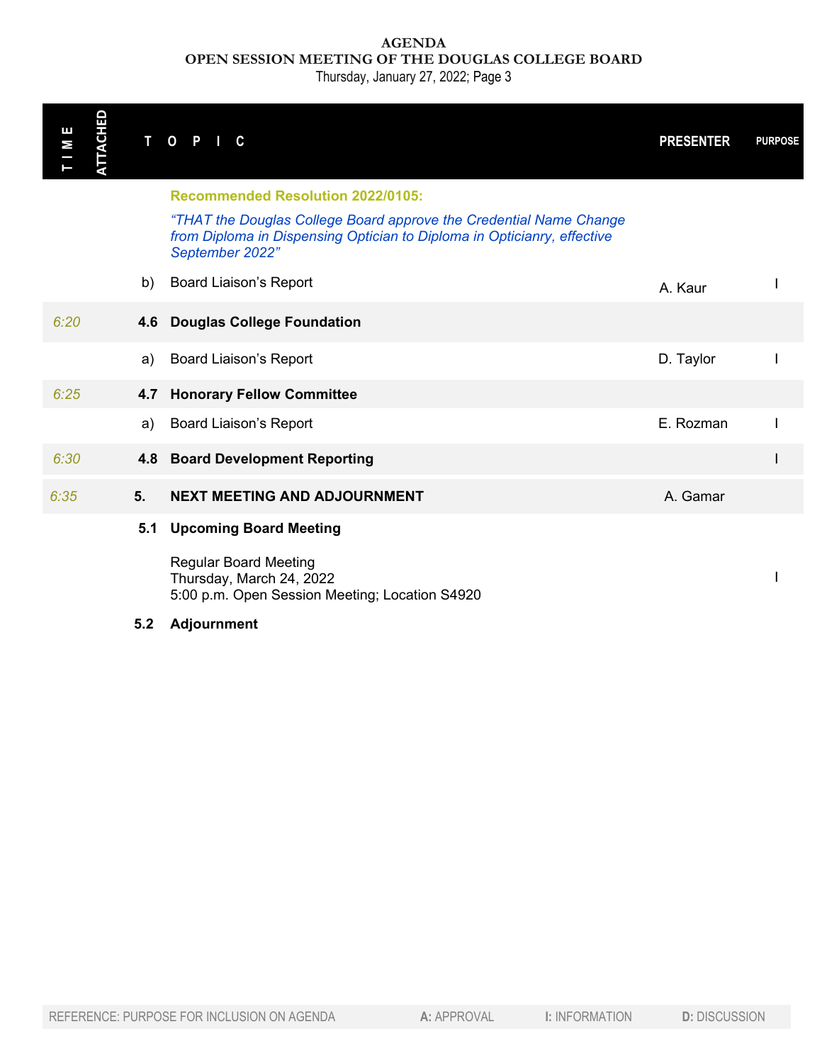**AGENDA**
**OPEN SESSION MEETING OF THE DOUGLAS COLLEGE BOARD**
Thursday, January 27, 2022; Page 3

| TIME | ATTACHED | | TOPIC | PRESENTER | PURPOSE |
|---|---|---|---|---|---|
| | | | **Recommended Resolution 2022/0105:** *"THAT the Douglas College Board approve the Credential Name Change from Diploma in Dispensing Optician to Diploma in Opticianry, effective September 2022"* | | |
| | | b) | Board Liaison's Report | A. Kaur | I |
| *6:20* | | **4.6** | **Douglas College Foundation** | | |
| | | a) | Board Liaison's Report | D. Taylor | I |
| *6:25* | | **4.7** | **Honorary Fellow Committee** | | |
| | | a) | Board Liaison's Report | E. Rozman | I |
| *6:30* | | **4.8** | **Board Development Reporting** | | I |
| *6:35* | | **5.** | **NEXT MEETING AND ADJOURNMENT** | A. Gamar | |
| | | **5.1** | **Upcoming Board Meeting** | | |
| | | | Regular Board Meeting<br>Thursday, March 24, 2022<br>5:00 p.m. Open Session Meeting; Location S4920 | | I |
| | | **5.2** | **Adjournment** | | |

REFERENCE: PURPOSE FOR INCLUSION ON AGENDA — **A:** APPROVAL — **I:** INFORMATION — **D:** DISCUSSION